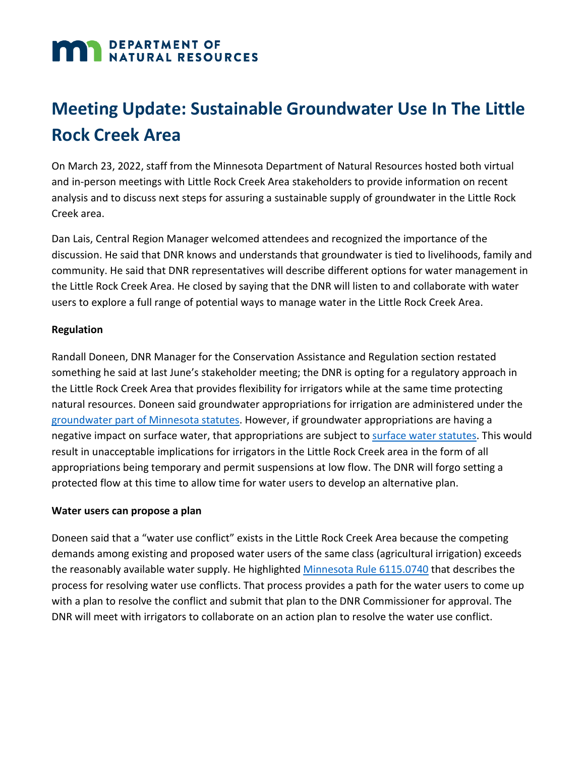DEPARTMENT OF NATURAL RESOURCES

# Meeting Update: Sustainable Groundwater Use In The Little Rock Creek Area

On March 23, 2022, staff from the Minnesota Department of Natural Resources hosted both virtual and in-person meetings with Little Rock Creek Area stakeholders to provide information on recent analysis and to discuss next steps for assuring a sustainable supply of groundwater in the Little Rock Creek area.

Dan Lais, Central Region Manager welcomed attendees and recognized the importance of the discussion. He said that DNR knows and understands that groundwater is tied to livelihoods, family and community. He said that DNR representatives will describe different options for water management in the Little Rock Creek Area. He closed by saying that the DNR will listen to and collaborate with water users to explore a full range of potential ways to manage water in the Little Rock Creek Area.

**Regulation**

Randall Doneen, DNR Manager for the Conservation Assistance and Regulation section restated something he said at last June's stakeholder meeting; the DNR is opting for a regulatory approach in the Little Rock Creek Area that provides flexibility for irrigators while at the same time protecting natural resources. Doneen said groundwater appropriations for irrigation are administered under the groundwater part of Minnesota statutes. However, if groundwater appropriations are having a negative impact on surface water, that appropriations are subject to surface water statutes. This would result in unacceptable implications for irrigators in the Little Rock Creek area in the form of all appropriations being temporary and permit suspensions at low flow. The DNR will forgo setting a protected flow at this time to allow time for water users to develop an alternative plan.

**Water users can propose a plan**

Doneen said that a "water use conflict" exists in the Little Rock Creek Area because the competing demands among existing and proposed water users of the same class (agricultural irrigation) exceeds the reasonably available water supply. He highlighted Minnesota Rule 6115.0740 that describes the process for resolving water use conflicts. That process provides a path for the water users to come up with a plan to resolve the conflict and submit that plan to the DNR Commissioner for approval. The DNR will meet with irrigators to collaborate on an action plan to resolve the water use conflict.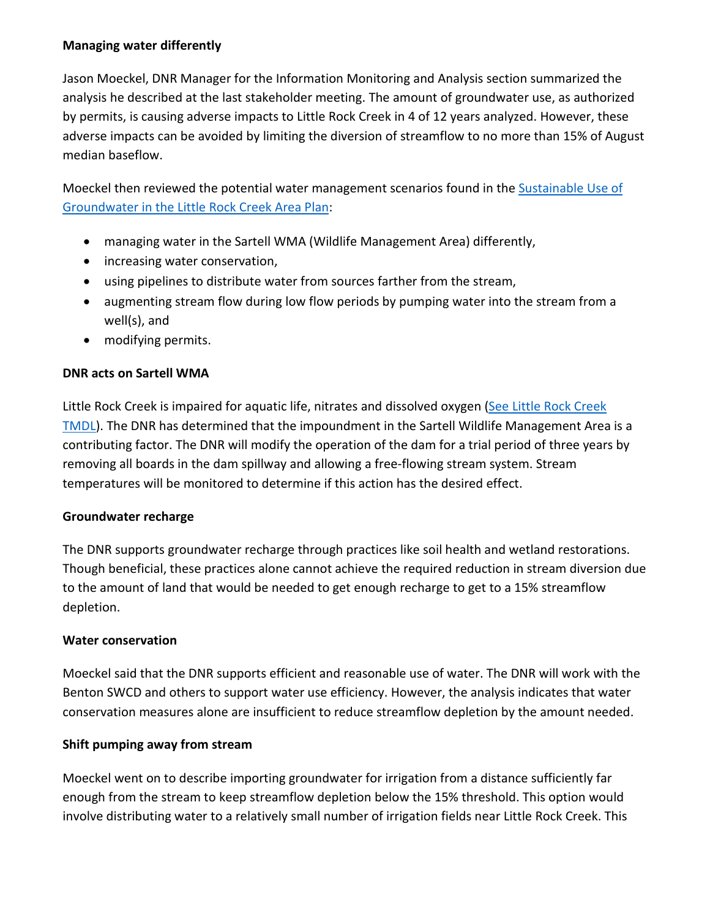**Managing water differently**

Jason Moeckel, DNR Manager for the Information Monitoring and Analysis section summarized the analysis he described at the last stakeholder meeting. The amount of groundwater use, as authorized by permits, is causing adverse impacts to Little Rock Creek in 4 of 12 years analyzed. However, these adverse impacts can be avoided by limiting the diversion of streamflow to no more than 15% of August median baseflow.

Moeckel then reviewed the potential water management scenarios found in the [Sustainable Use of Groundwater in the Little Rock Creek Area Plan]():

- managing water in the Sartell WMA (Wildlife Management Area) differently,
- increasing water conservation,
- using pipelines to distribute water from sources farther from the stream,
- augmenting stream flow during low flow periods by pumping water into the stream from a well(s), and
- modifying permits.

**DNR acts on Sartell WMA**

Little Rock Creek is impaired for aquatic life, nitrates and dissolved oxygen ([See Little Rock Creek TMDL]()). The DNR has determined that the impoundment in the Sartell Wildlife Management Area is a contributing factor. The DNR will modify the operation of the dam for a trial period of three years by removing all boards in the dam spillway and allowing a free-flowing stream system. Stream temperatures will be monitored to determine if this action has the desired effect.

**Groundwater recharge**

The DNR supports groundwater recharge through practices like soil health and wetland restorations. Though beneficial, these practices alone cannot achieve the required reduction in stream diversion due to the amount of land that would be needed to get enough recharge to get to a 15% streamflow depletion.

**Water conservation**

Moeckel said that the DNR supports efficient and reasonable use of water. The DNR will work with the Benton SWCD and others to support water use efficiency. However, the analysis indicates that water conservation measures alone are insufficient to reduce streamflow depletion by the amount needed.

**Shift pumping away from stream**

Moeckel went on to describe importing groundwater for irrigation from a distance sufficiently far enough from the stream to keep streamflow depletion below the 15% threshold. This option would involve distributing water to a relatively small number of irrigation fields near Little Rock Creek. This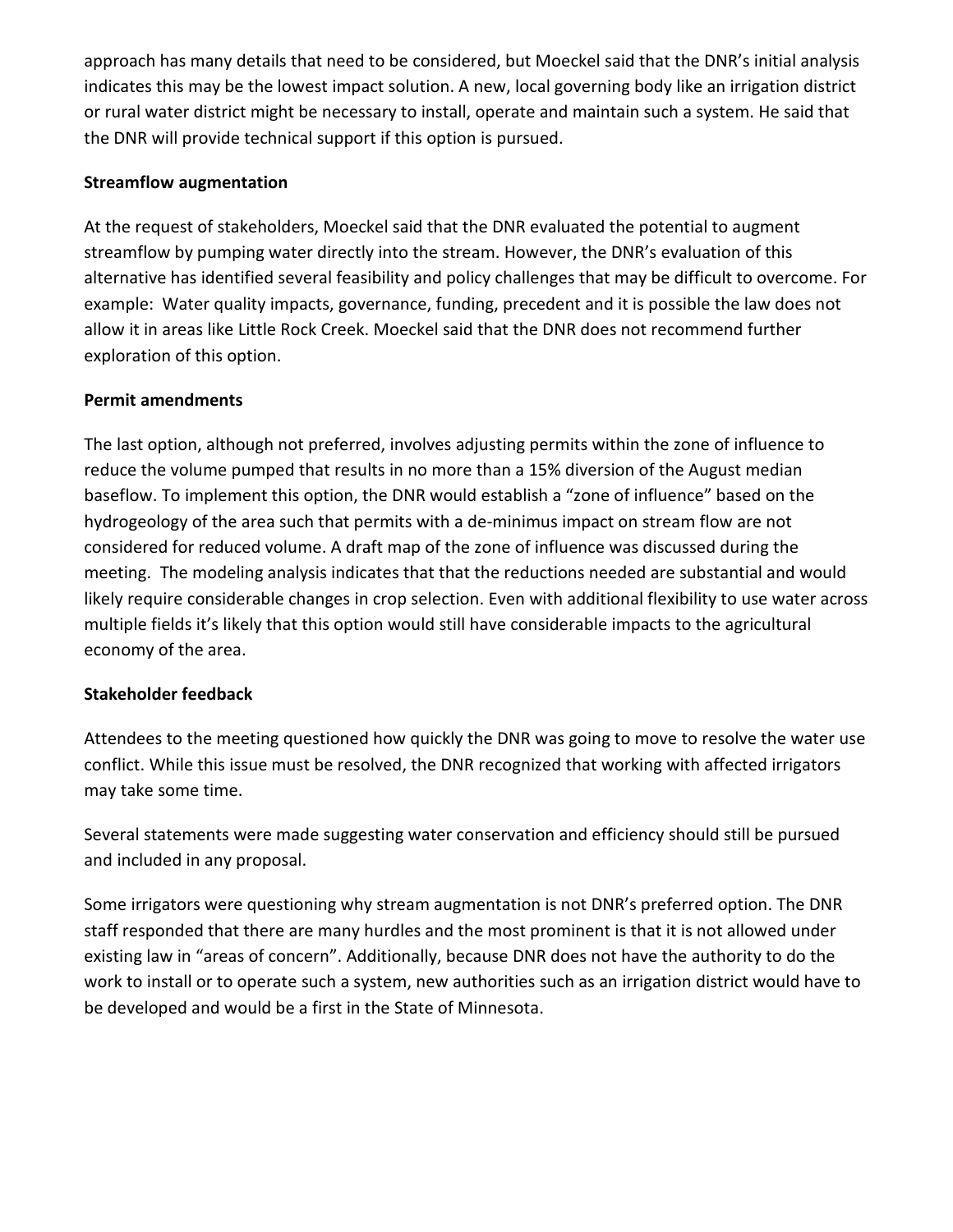approach has many details that need to be considered, but Moeckel said that the DNR's initial analysis indicates this may be the lowest impact solution. A new, local governing body like an irrigation district or rural water district might be necessary to install, operate and maintain such a system. He said that the DNR will provide technical support if this option is pursued.

**Streamflow augmentation**

At the request of stakeholders, Moeckel said that the DNR evaluated the potential to augment streamflow by pumping water directly into the stream. However, the DNR's evaluation of this alternative has identified several feasibility and policy challenges that may be difficult to overcome. For example: Water quality impacts, governance, funding, precedent and it is possible the law does not allow it in areas like Little Rock Creek. Moeckel said that the DNR does not recommend further exploration of this option.

**Permit amendments**

The last option, although not preferred, involves adjusting permits within the zone of influence to reduce the volume pumped that results in no more than a 15% diversion of the August median baseflow. To implement this option, the DNR would establish a "zone of influence" based on the hydrogeology of the area such that permits with a de-minimus impact on stream flow are not considered for reduced volume. A draft map of the zone of influence was discussed during the meeting. The modeling analysis indicates that that the reductions needed are substantial and would likely require considerable changes in crop selection. Even with additional flexibility to use water across multiple fields it's likely that this option would still have considerable impacts to the agricultural economy of the area.

**Stakeholder feedback**

Attendees to the meeting questioned how quickly the DNR was going to move to resolve the water use conflict. While this issue must be resolved, the DNR recognized that working with affected irrigators may take some time.

Several statements were made suggesting water conservation and efficiency should still be pursued and included in any proposal.

Some irrigators were questioning why stream augmentation is not DNR's preferred option. The DNR staff responded that there are many hurdles and the most prominent is that it is not allowed under existing law in "areas of concern". Additionally, because DNR does not have the authority to do the work to install or to operate such a system, new authorities such as an irrigation district would have to be developed and would be a first in the State of Minnesota.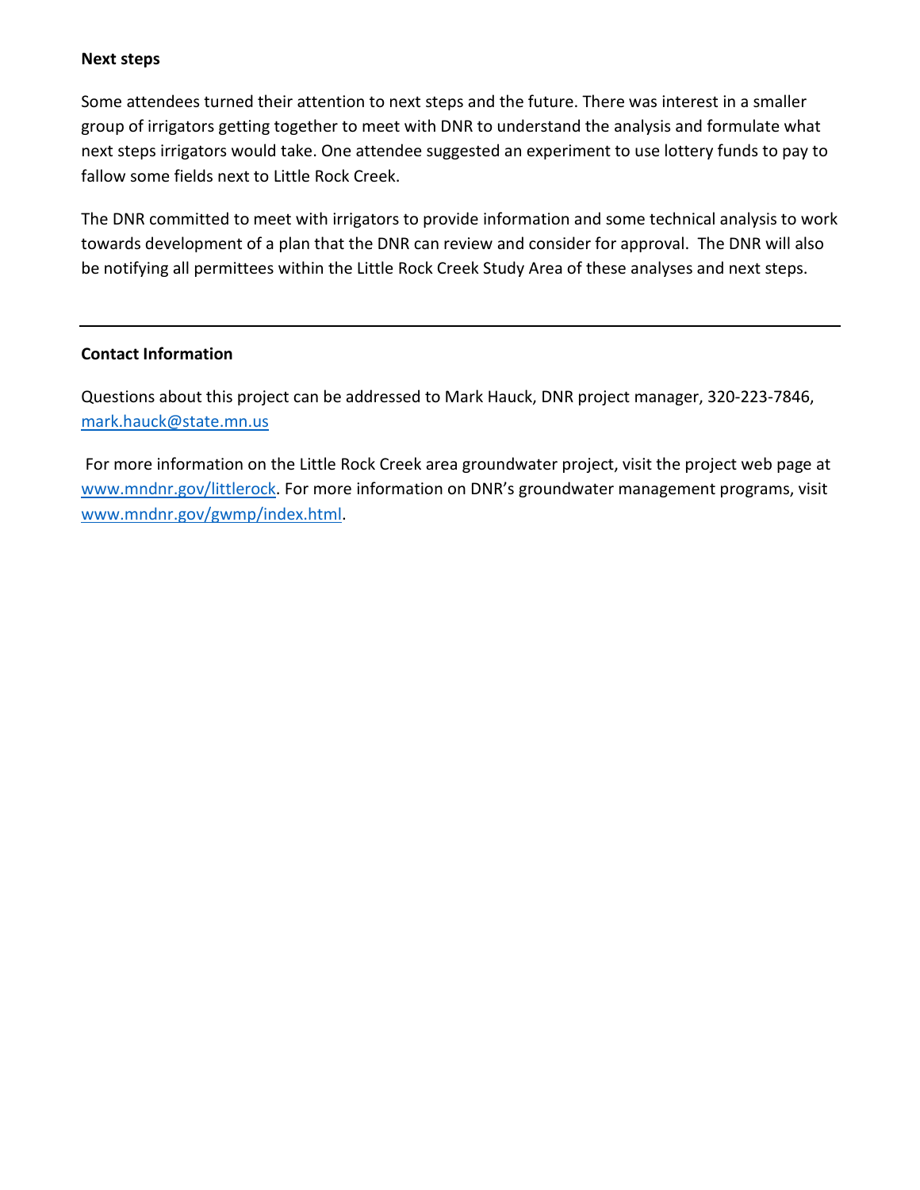**Next steps**

Some attendees turned their attention to next steps and the future. There was interest in a smaller group of irrigators getting together to meet with DNR to understand the analysis and formulate what next steps irrigators would take. One attendee suggested an experiment to use lottery funds to pay to fallow some fields next to Little Rock Creek.

The DNR committed to meet with irrigators to provide information and some technical analysis to work towards development of a plan that the DNR can review and consider for approval. The DNR will also be notifying all permittees within the Little Rock Creek Study Area of these analyses and next steps.

---

**Contact Information**

Questions about this project can be addressed to Mark Hauck, DNR project manager, 320-223-7846, [mark.hauck@state.mn.us](mailto:mark.hauck@state.mn.us)

For more information on the Little Rock Creek area groundwater project, visit the project web page at [www.mndnr.gov/littlerock](http://www.mndnr.gov/littlerock). For more information on DNR's groundwater management programs, visit [www.mndnr.gov/gwmp/index.html](http://www.mndnr.gov/gwmp/index.html).